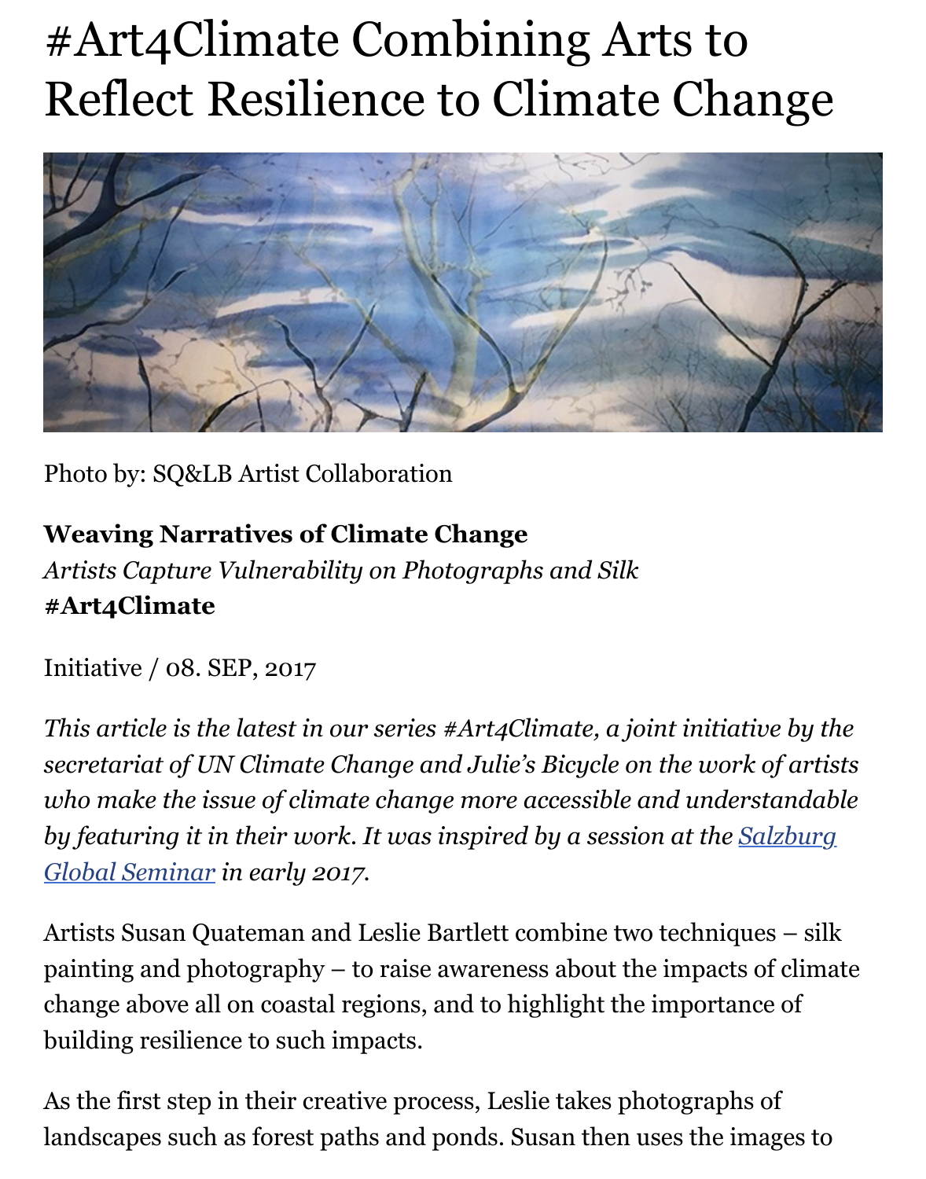# #Art4Climate Combining Arts to Reflect Resilience to Climate Change

Photo by: SQ&LB Artist Collaboration

**Weaving Narratives of Climate Change**
*Artists Capture Vulnerability on Photographs and Silk*
**#Art4Climate**

Initiative / 08. SEP, 2017

*This article is the latest in our series #Art4Climate, a joint initiative by the secretariat of UN Climate Change and Julie's Bicycle on the work of artists who make the issue of climate change more accessible and understandable by featuring it in their work. It was inspired by a session at the Salzburg Global Seminar in early 2017.*

Artists Susan Quateman and Leslie Bartlett combine two techniques – silk painting and photography – to raise awareness about the impacts of climate change above all on coastal regions, and to highlight the importance of building resilience to such impacts.

As the first step in their creative process, Leslie takes photographs of landscapes such as forest paths and ponds. Susan then uses the images to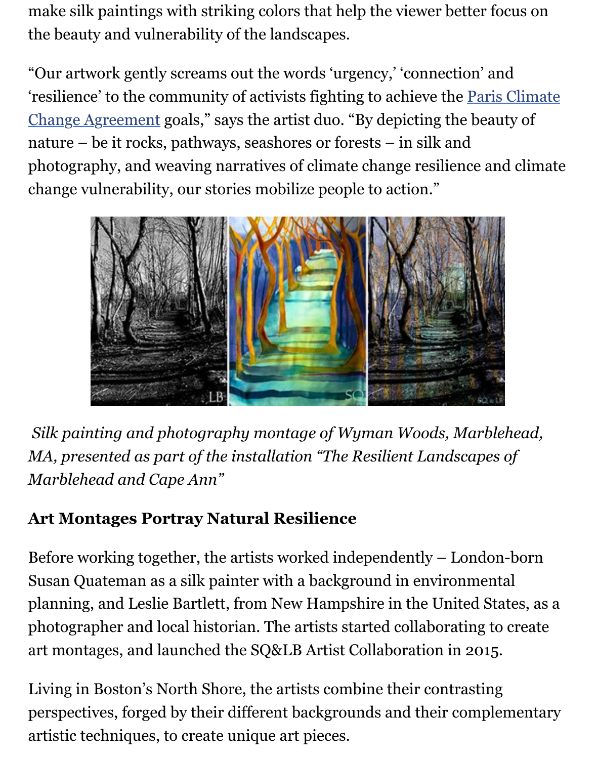make silk paintings with striking colors that help the viewer better focus on the beauty and vulnerability of the landscapes.

"Our artwork gently screams out the words 'urgency,' 'connection' and 'resilience' to the community of activists fighting to achieve the Paris Climate Change Agreement goals," says the artist duo. "By depicting the beauty of nature – be it rocks, pathways, seashores or forests – in silk and photography, and weaving narratives of climate change resilience and climate change vulnerability, our stories mobilize people to action."

*Silk painting and photography montage of Wyman Woods, Marblehead, MA, presented as part of the installation "The Resilient Landscapes of Marblehead and Cape Ann"*

**Art Montages Portray Natural Resilience**

Before working together, the artists worked independently – London-born Susan Quateman as a silk painter with a background in environmental planning, and Leslie Bartlett, from New Hampshire in the United States, as a photographer and local historian. The artists started collaborating to create art montages, and launched the SQ&LB Artist Collaboration in 2015.

Living in Boston's North Shore, the artists combine their contrasting perspectives, forged by their different backgrounds and their complementary artistic techniques, to create unique art pieces.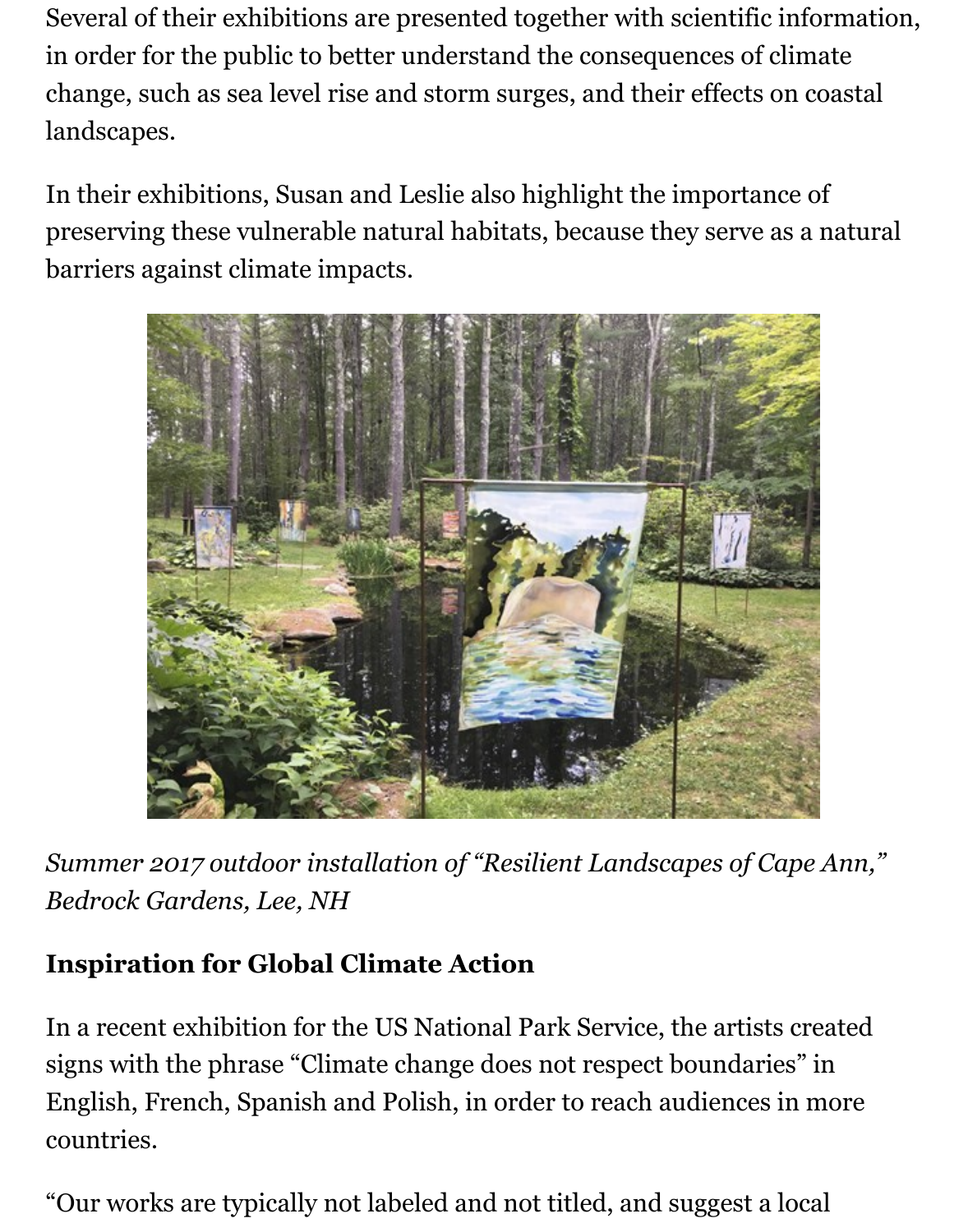Several of their exhibitions are presented together with scientific information, in order for the public to better understand the consequences of climate change, such as sea level rise and storm surges, and their effects on coastal landscapes.

In their exhibitions, Susan and Leslie also highlight the importance of preserving these vulnerable natural habitats, because they serve as a natural barriers against climate impacts.

*Summer 2017 outdoor installation of "Resilient Landscapes of Cape Ann," Bedrock Gardens, Lee, NH*

### Inspiration for Global Climate Action

In a recent exhibition for the US National Park Service, the artists created signs with the phrase "Climate change does not respect boundaries" in English, French, Spanish and Polish, in order to reach audiences in more countries.

"Our works are typically not labeled and not titled, and suggest a local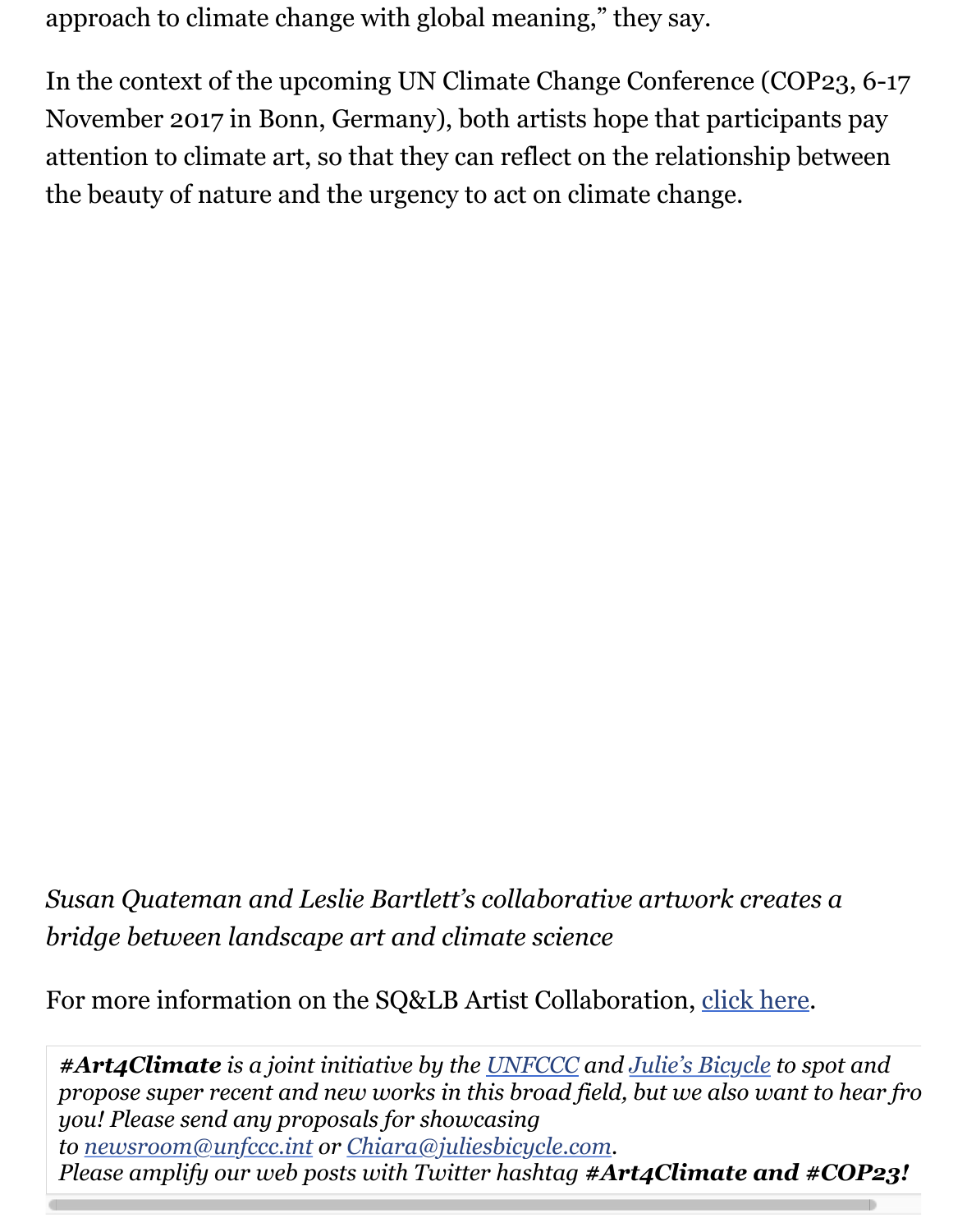approach to climate change with global meaning," they say.

In the context of the upcoming UN Climate Change Conference (COP23, 6-17 November 2017 in Bonn, Germany), both artists hope that participants pay attention to climate art, so that they can reflect on the relationship between the beauty of nature and the urgency to act on climate change.

*Susan Quateman and Leslie Bartlett's collaborative artwork creates a bridge between landscape art and climate science*

For more information on the SQ&LB Artist Collaboration, [click here](#).

> ***#Art4Climate** is a joint initiative by the [UNFCCC](#) and [Julie's Bicycle](#) to spot and propose super recent and new works in this broad field, but we also want to hear fro you! Please send any proposals for showcasing to [newsroom@unfccc.int](mailto:newsroom@unfccc.int) or [Chiara@juliesbicycle.com](mailto:Chiara@juliesbicycle.com).*
> *Please amplify our web posts with Twitter hashtag **#Art4Climate and #COP23!***